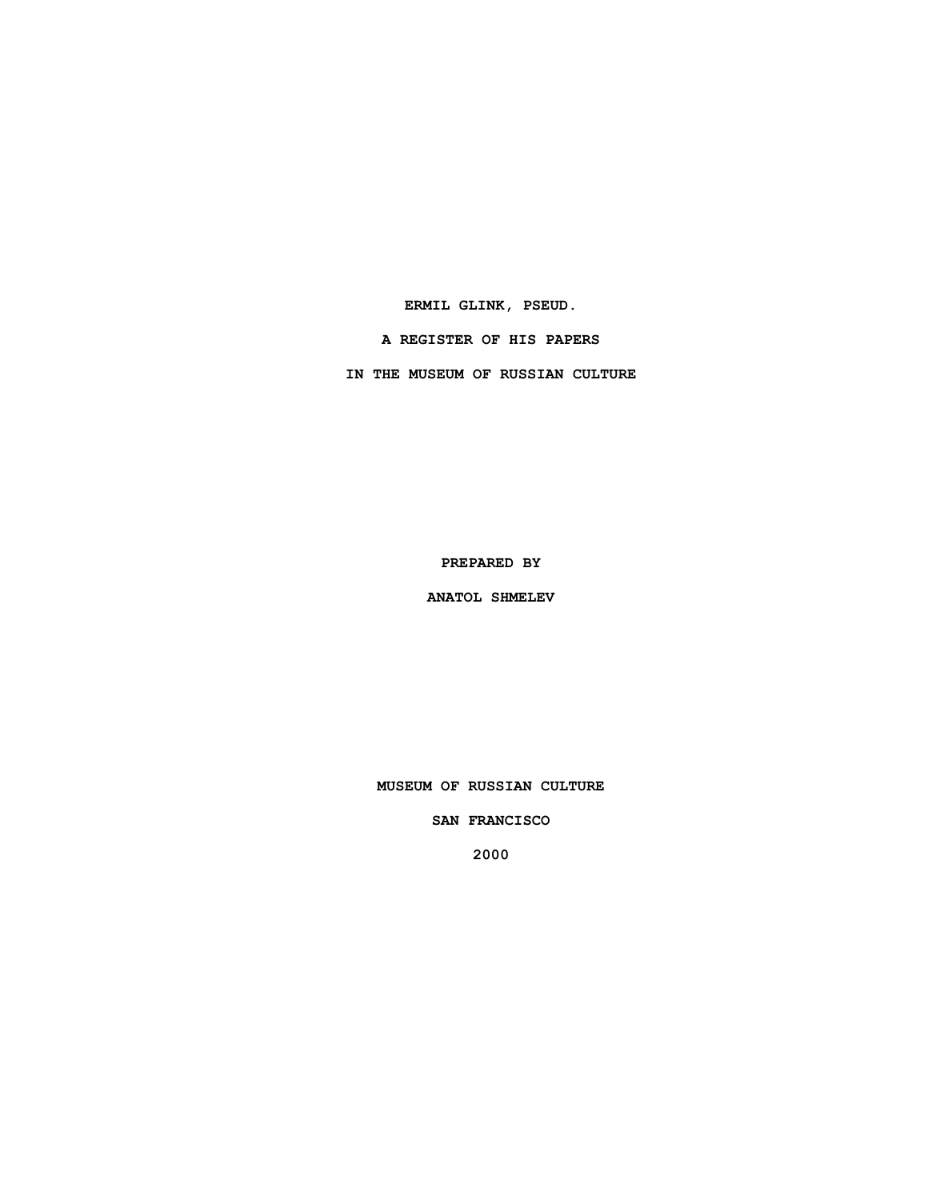# ERMIL GLINK, PSEUD.

# A REGISTER OF HIS PAPERS

# IN THE MUSEUM OF RUSSIAN CULTURE

**PREPARED BY**

**ANATOL SHMELEV**

**MUSEUM OF RUSSIAN CULTURE**

**SAN FRANCISCO**

**2000**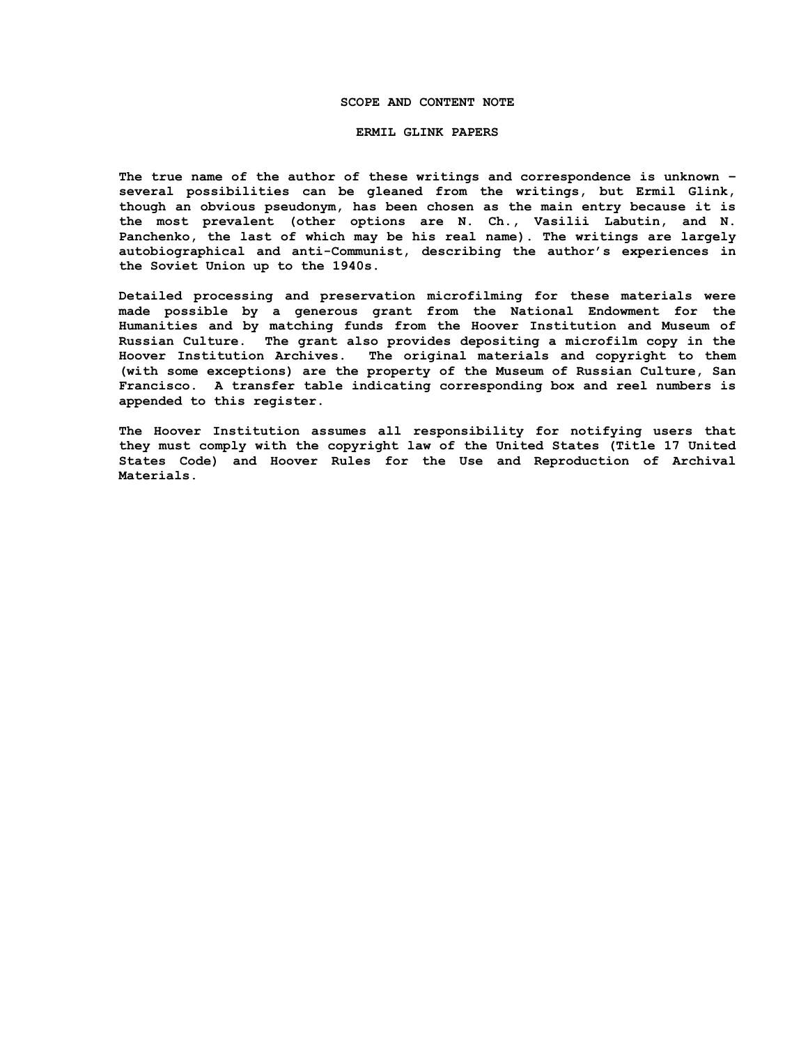## SCOPE AND CONTENT NOTE

## ERMIL GLINK PAPERS

The true name of the author of these writings and correspondence is unknown – several possibilities can be gleaned from the writings, but Ermil Glink, though an obvious pseudonym, has been chosen as the main entry because it is the most prevalent (other options are N. Ch., Vasilii Labutin, and N. Panchenko, the last of which may be his real name). The writings are largely autobiographical and anti-Communist, describing the author's experiences in the Soviet Union up to the 1940s.

Detailed processing and preservation microfilming for these materials were made possible by a generous grant from the National Endowment for the Humanities and by matching funds from the Hoover Institution and Museum of Russian Culture. The grant also provides depositing a microfilm copy in the Hoover Institution Archives. The original materials and copyright to them (with some exceptions) are the property of the Museum of Russian Culture, San Francisco. A transfer table indicating corresponding box and reel numbers is appended to this register.

The Hoover Institution assumes all responsibility for notifying users that they must comply with the copyright law of the United States (Title 17 United States Code) and Hoover Rules for the Use and Reproduction of Archival Materials.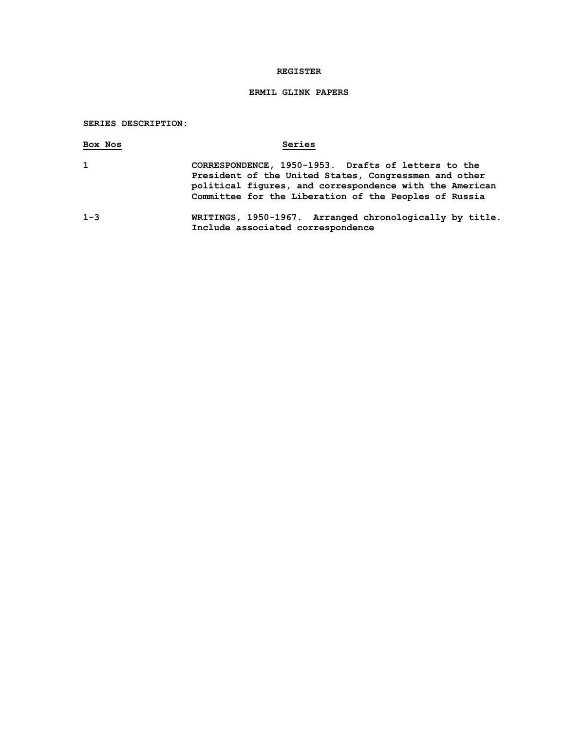# REGISTER

## ERMIL GLINK PAPERS

**SERIES DESCRIPTION:**

| Box Nos | Series |
|---|---|
| 1 | CORRESPONDENCE, 1950-1953. Drafts of letters to the President of the United States, Congressmen and other political figures, and correspondence with the American Committee for the Liberation of the Peoples of Russia |
| 1-3 | WRITINGS, 1950-1967. Arranged chronologically by title. Include associated correspondence |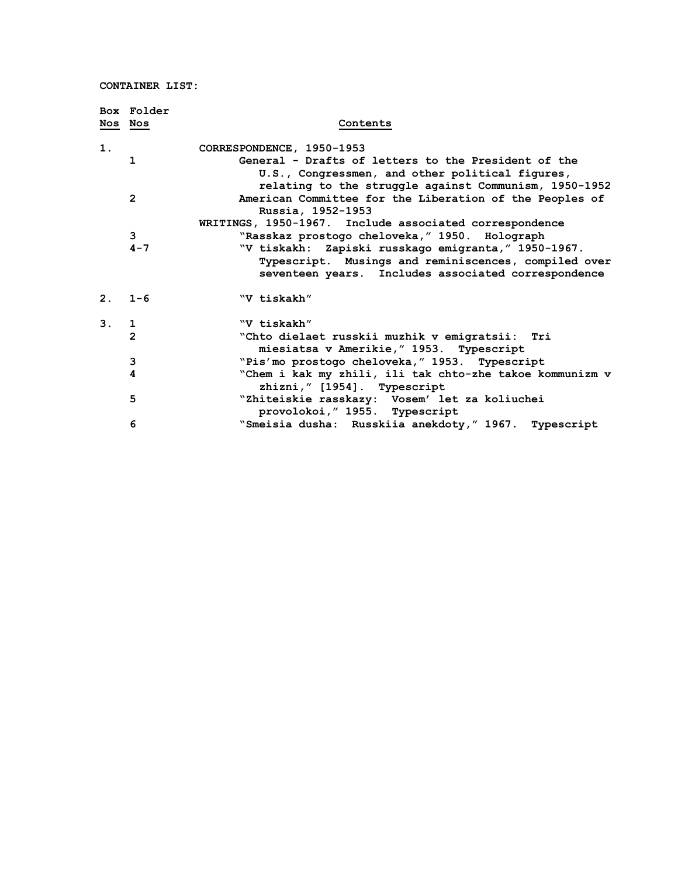CONTAINER LIST:

| Box Nos | Folder Nos | Contents |
|---|---|---|
| 1. | | CORRESPONDENCE, 1950-1953 |
| | 1 | General - Drafts of letters to the President of the U.S., Congressmen, and other political figures, relating to the struggle against Communism, 1950-1952 |
| | 2 | American Committee for the Liberation of the Peoples of Russia, 1952-1953 |
| | | WRITINGS, 1950-1967. Include associated correspondence |
| | 3 | "Rasskaz prostogo cheloveka," 1950. Holograph |
| | 4-7 | "V tiskakh: Zapiski russkago emigranta," 1950-1967. Typescript. Musings and reminiscences, compiled over seventeen years. Includes associated correspondence |
| 2. | 1-6 | "V tiskakh" |
| 3. | 1 | "V tiskakh" |
| | 2 | "Chto dielaet russkii muzhik v emigratsii: Tri miesiatsa v Amerikie," 1953. Typescript |
| | 3 | "Pis'mo prostogo cheloveka," 1953. Typescript |
| | 4 | "Chem i kak my zhili, ili tak chto-zhe takoe kommunizm v zhizni," [1954]. Typescript |
| | 5 | "Zhiteiskie rasskazy: Vosem' let za koliuchei provolokoi," 1955. Typescript |
| | 6 | "Smeisia dusha: Russkiia anekdoty," 1967. Typescript |